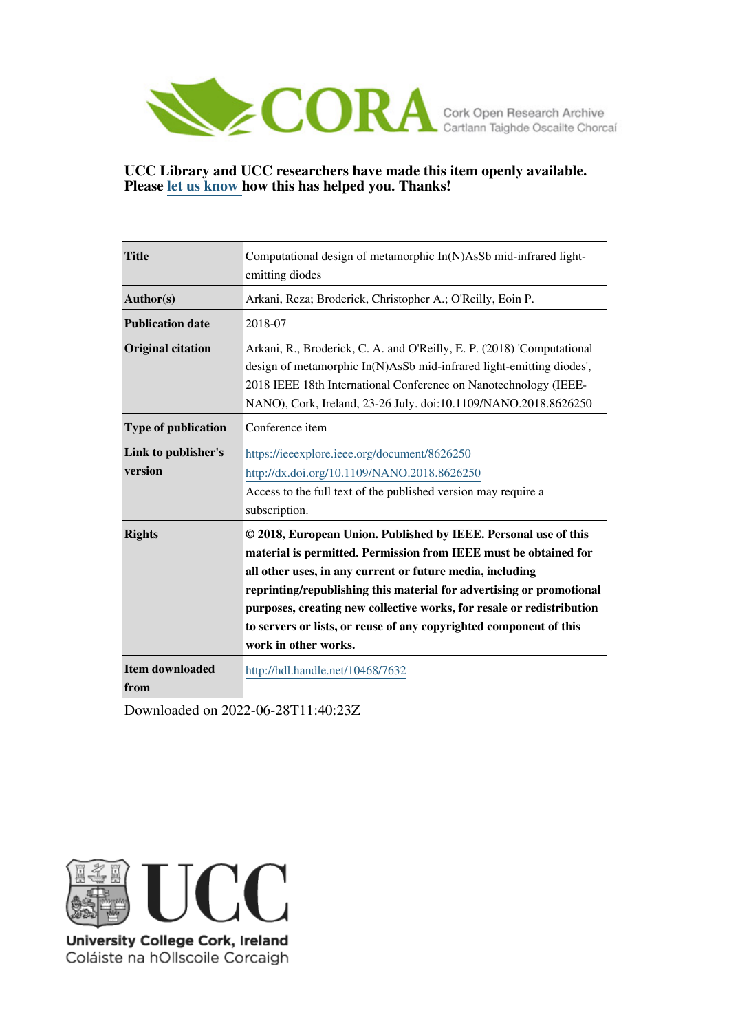CORA Cork Open Research Archive
Cartlann Taighde Oscailte Chorcaí

**UCC Library and UCC researchers have made this item openly available. Please let us know how this has helped you. Thanks!**

| | |
|---|---|
| **Title** | Computational design of metamorphic In(N)AsSb mid-infrared light-emitting diodes |
| **Author(s)** | Arkani, Reza; Broderick, Christopher A.; O'Reilly, Eoin P. |
| **Publication date** | 2018-07 |
| **Original citation** | Arkani, R., Broderick, C. A. and O'Reilly, E. P. (2018) 'Computational design of metamorphic In(N)AsSb mid-infrared light-emitting diodes', 2018 IEEE 18th International Conference on Nanotechnology (IEEE-NANO), Cork, Ireland, 23-26 July. doi:10.1109/NANO.2018.8626250 |
| **Type of publication** | Conference item |
| **Link to publisher's version** | https://ieeexplore.ieee.org/document/8626250 http://dx.doi.org/10.1109/NANO.2018.8626250 Access to the full text of the published version may require a subscription. |
| **Rights** | **© 2018, European Union. Published by IEEE. Personal use of this material is permitted. Permission from IEEE must be obtained for all other uses, in any current or future media, including reprinting/republishing this material for advertising or promotional purposes, creating new collective works, for resale or redistribution to servers or lists, or reuse of any copyrighted component of this work in other works.** |
| **Item downloaded from** | http://hdl.handle.net/10468/7632 |

Downloaded on 2022-06-28T11:40:23Z

UCC
University College Cork, Ireland
Coláiste na hOllscoile Corcaigh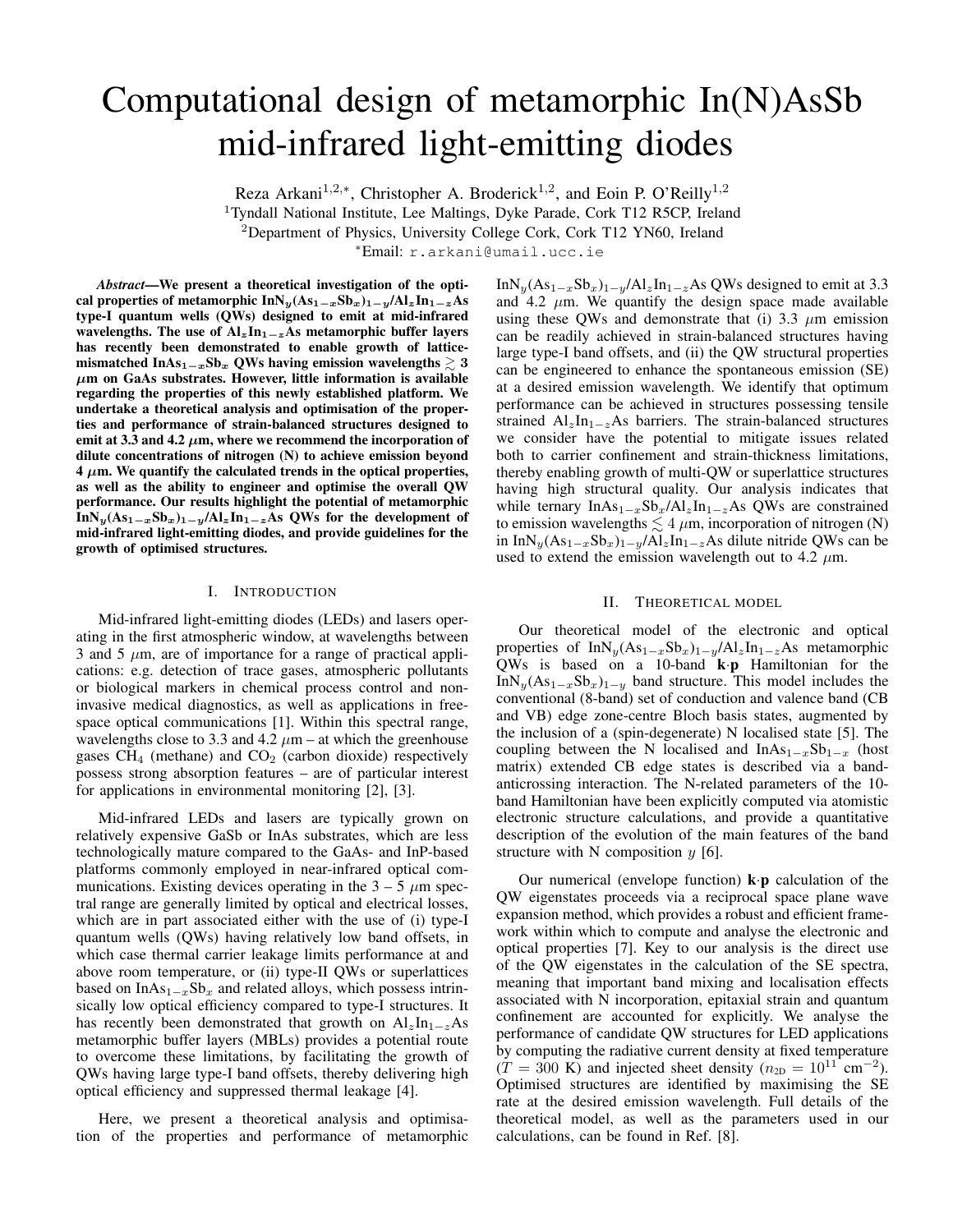# Computational design of metamorphic In(N)AsSb mid-infrared light-emitting diodes

Reza Arkani[1,2,*], Christopher A. Broderick[1,2], and Eoin P. O'Reilly[1,2]

[1]Tyndall National Institute, Lee Maltings, Dyke Parade, Cork T12 R5CP, Ireland

[2]Department of Physics, University College Cork, Cork T12 YN60, Ireland

[*]Email: r.arkani@umail.ucc.ie

***Abstract*—We present a theoretical investigation of the optical properties of metamorphic $InN_y(As_{1-x}Sb_x)_{1-y}/Al_zIn_{1-z}As$ type-I quantum wells (QWs) designed to emit at mid-infrared wavelengths. The use of $Al_zIn_{1-z}As$ metamorphic buffer layers has recently been demonstrated to enable growth of lattice-mismatched $InAs_{1-x}Sb_x$ QWs having emission wavelengths $\gtrsim 3$ $\mu$m on GaAs substrates. However, little information is available regarding the properties of this newly established platform. We undertake a theoretical analysis and optimisation of the properties and performance of strain-balanced structures designed to emit at 3.3 and 4.2 $\mu$m, where we recommend the incorporation of dilute concentrations of nitrogen (N) to achieve emission beyond 4 $\mu$m. We quantify the calculated trends in the optical properties, as well as the ability to engineer and optimise the overall QW performance. Our results highlight the potential of metamorphic $InN_y(As_{1-x}Sb_x)_{1-y}/Al_zIn_{1-z}As$ QWs for the development of mid-infrared light-emitting diodes, and provide guidelines for the growth of optimised structures.**

## I. Introduction

Mid-infrared light-emitting diodes (LEDs) and lasers operating in the first atmospheric window, at wavelengths between 3 and 5 $\mu$m, are of importance for a range of practical applications: e.g. detection of trace gases, atmospheric pollutants or biological markers in chemical process control and non-invasive medical diagnostics, as well as applications in free-space optical communications [1]. Within this spectral range, wavelengths close to 3.3 and 4.2 $\mu$m – at which the greenhouse gases $CH_4$ (methane) and $CO_2$ (carbon dioxide) respectively possess strong absorption features – are of particular interest for applications in environmental monitoring [2], [3].

Mid-infrared LEDs and lasers are typically grown on relatively expensive GaSb or InAs substrates, which are less technologically mature compared to the GaAs- and InP-based platforms commonly employed in near-infrared optical communications. Existing devices operating in the 3 – 5 $\mu$m spectral range are generally limited by optical and electrical losses, which are in part associated either with the use of (i) type-I quantum wells (QWs) having relatively low band offsets, in which case thermal carrier leakage limits performance at and above room temperature, or (ii) type-II QWs or superlattices based on $InAs_{1-x}Sb_x$ and related alloys, which possess intrinsically low optical efficiency compared to type-I structures. It has recently been demonstrated that growth on $Al_zIn_{1-z}As$ metamorphic buffer layers (MBLs) provides a potential route to overcome these limitations, by facilitating the growth of QWs having large type-I band offsets, thereby delivering high optical efficiency and suppressed thermal leakage [4].

Here, we present a theoretical analysis and optimisation of the properties and performance of metamorphic $InN_y(As_{1-x}Sb_x)_{1-y}/Al_zIn_{1-z}As$ QWs designed to emit at 3.3 and 4.2 $\mu$m. We quantify the design space made available using these QWs and demonstrate that (i) 3.3 $\mu$m emission can be readily achieved in strain-balanced structures having large type-I band offsets, and (ii) the QW structural properties can be engineered to enhance the spontaneous emission (SE) at a desired emission wavelength. We identify that optimum performance can be achieved in structures possessing tensile strained $Al_zIn_{1-z}As$ barriers. The strain-balanced structures we consider have the potential to mitigate issues related both to carrier confinement and strain-thickness limitations, thereby enabling growth of multi-QW or superlattice structures having high structural quality. Our analysis indicates that while ternary $InAs_{1-x}Sb_x/Al_zIn_{1-z}As$ QWs are constrained to emission wavelengths $\lesssim 4$ $\mu$m, incorporation of nitrogen (N) in $InN_y(As_{1-x}Sb_x)_{1-y}/Al_zIn_{1-z}As$ dilute nitride QWs can be used to extend the emission wavelength out to 4.2 $\mu$m.

## II. Theoretical model

Our theoretical model of the electronic and optical properties of $InN_y(As_{1-x}Sb_x)_{1-y}/Al_zIn_{1-z}As$ metamorphic QWs is based on a 10-band $\mathbf{k}\cdot\mathbf{p}$ Hamiltonian for the $InN_y(As_{1-x}Sb_x)_{1-y}$ band structure. This model includes the conventional (8-band) set of conduction and valence band (CB and VB) edge zone-centre Bloch basis states, augmented by the inclusion of a (spin-degenerate) N localised state [5]. The coupling between the N localised and $InAs_{1-x}Sb_{1-x}$ (host matrix) extended CB edge states is described via a band-anticrossing interaction. The N-related parameters of the 10-band Hamiltonian have been explicitly computed via atomistic electronic structure calculations, and provide a quantitative description of the evolution of the main features of the band structure with N composition $y$ [6].

Our numerical (envelope function) $\mathbf{k}\cdot\mathbf{p}$ calculation of the QW eigenstates proceeds via a reciprocal space plane wave expansion method, which provides a robust and efficient framework within which to compute and analyse the electronic and optical properties [7]. Key to our analysis is the direct use of the QW eigenstates in the calculation of the SE spectra, meaning that important band mixing and localisation effects associated with N incorporation, epitaxial strain and quantum confinement are accounted for explicitly. We analyse the performance of candidate QW structures for LED applications by computing the radiative current density at fixed temperature ($T = 300$ K) and injected sheet density ($n_{2D} = 10^{11}$ cm$^{-2}$). Optimised structures are identified by maximising the SE rate at the desired emission wavelength. Full details of the theoretical model, as well as the parameters used in our calculations, can be found in Ref. [8].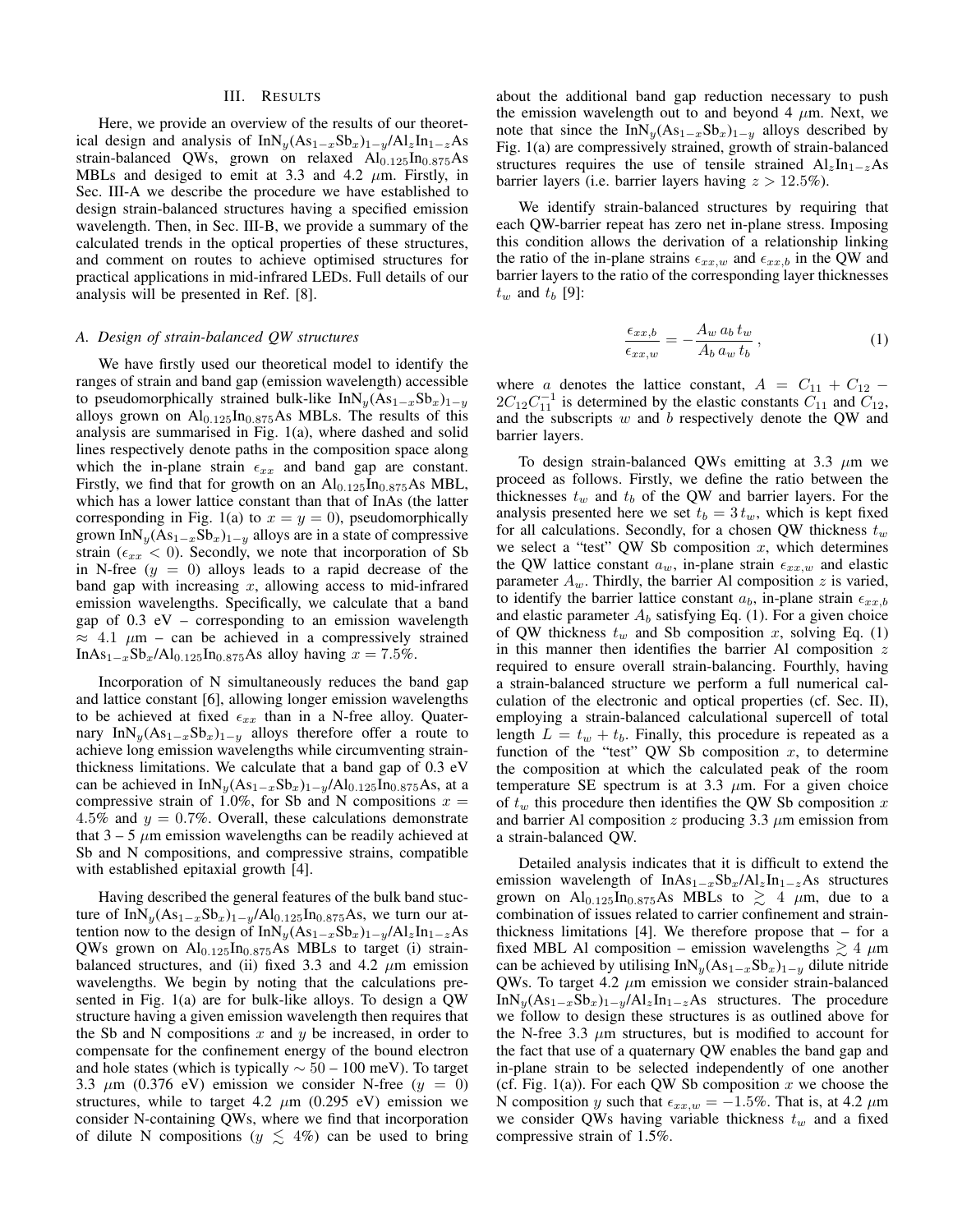## III. Results

Here, we provide an overview of the results of our theoretical design and analysis of $InN_y(As_{1-x}Sb_x)_{1-y}/Al_zIn_{1-z}As$ strain-balanced QWs, grown on relaxed $Al_{0.125}In_{0.875}As$ MBLs and desiged to emit at 3.3 and 4.2 $\mu$m. Firstly, in Sec. III-A we describe the procedure we have established to design strain-balanced structures having a specified emission wavelength. Then, in Sec. III-B, we provide a summary of the calculated trends in the optical properties of these structures, and comment on routes to achieve optimised structures for practical applications in mid-infrared LEDs. Full details of our analysis will be presented in Ref. [8].

### A. Design of strain-balanced QW structures

We have firstly used our theoretical model to identify the ranges of strain and band gap (emission wavelength) accessible to pseudomorphically strained bulk-like $InN_y(As_{1-x}Sb_x)_{1-y}$ alloys grown on $Al_{0.125}In_{0.875}As$ MBLs. The results of this analysis are summarised in Fig. 1(a), where dashed and solid lines respectively denote paths in the composition space along which the in-plane strain $\epsilon_{xx}$ and band gap are constant. Firstly, we find that for growth on an $Al_{0.125}In_{0.875}As$ MBL, which has a lower lattice constant than that of InAs (the latter corresponding in Fig. 1(a) to $x = y = 0$), pseudomorphically grown $InN_y(As_{1-x}Sb_x)_{1-y}$ alloys are in a state of compressive strain ($\epsilon_{xx} < 0$). Secondly, we note that incorporation of Sb in N-free ($y = 0$) alloys leads to a rapid decrease of the band gap with increasing $x$, allowing access to mid-infrared emission wavelengths. Specifically, we calculate that a band gap of 0.3 eV – corresponding to an emission wavelength $\approx$ 4.1 $\mu$m – can be achieved in a compressively strained $InAs_{1-x}Sb_x/Al_{0.125}In_{0.875}As$ alloy having $x = 7.5\%$.

Incorporation of N simultaneously reduces the band gap and lattice constant [6], allowing longer emission wavelengths to be achieved at fixed $\epsilon_{xx}$ than in a N-free alloy. Quaternary $InN_y(As_{1-x}Sb_x)_{1-y}$ alloys therefore offer a route to achieve long emission wavelengths while circumventing strain-thickness limitations. We calculate that a band gap of 0.3 eV can be achieved in $InN_y(As_{1-x}Sb_x)_{1-y}/Al_{0.125}In_{0.875}As$, at a compressive strain of 1.0%, for Sb and N compositions $x = 4.5\%$ and $y = 0.7\%$. Overall, these calculations demonstrate that 3 – 5 $\mu$m emission wavelengths can be readily achieved at Sb and N compositions, and compressive strains, compatible with established epitaxial growth [4].

Having described the general features of the bulk band stucture of $InN_y(As_{1-x}Sb_x)_{1-y}/Al_{0.125}In_{0.875}As$, we turn our attention now to the design of $InN_y(As_{1-x}Sb_x)_{1-y}/Al_zIn_{1-z}As$ QWs grown on $Al_{0.125}In_{0.875}As$ MBLs to target (i) strain-balanced structures, and (ii) fixed 3.3 and 4.2 $\mu$m emission wavelengths. We begin by noting that the calculations presented in Fig. 1(a) are for bulk-like alloys. To design a QW structure having a given emission wavelength then requires that the Sb and N compositions $x$ and $y$ be increased, in order to compensate for the confinement energy of the bound electron and hole states (which is typically $\sim$ 50 – 100 meV). To target 3.3 $\mu$m (0.376 eV) emission we consider N-free ($y = 0$) structures, while to target 4.2 $\mu$m (0.295 eV) emission we consider N-containing QWs, where we find that incorporation of dilute N compositions ($y \lesssim 4\%$) can be used to bring about the additional band gap reduction necessary to push the emission wavelength out to and beyond 4 $\mu$m. Next, we note that since the $InN_y(As_{1-x}Sb_x)_{1-y}$ alloys described by Fig. 1(a) are compressively strained, growth of strain-balanced structures requires the use of tensile strained $Al_zIn_{1-z}As$ barrier layers (i.e. barrier layers having $z > 12.5\%$).

We identify strain-balanced structures by requiring that each QW-barrier repeat has zero net in-plane stress. Imposing this condition allows the derivation of a relationship linking the ratio of the in-plane strains $\epsilon_{xx,w}$ and $\epsilon_{xx,b}$ in the QW and barrier layers to the ratio of the corresponding layer thicknesses $t_w$ and $t_b$ [9]:

$$\frac{\epsilon_{xx,b}}{\epsilon_{xx,w}} = -\frac{A_w\, a_b\, t_w}{A_b\, a_w\, t_b}\,, \tag{1}$$

where $a$ denotes the lattice constant, $A = C_{11} + C_{12} - 2C_{12}C_{11}^{-1}$ is determined by the elastic constants $C_{11}$ and $C_{12}$, and the subscripts $w$ and $b$ respectively denote the QW and barrier layers.

To design strain-balanced QWs emitting at 3.3 $\mu$m we proceed as follows. Firstly, we define the ratio between the thicknesses $t_w$ and $t_b$ of the QW and barrier layers. For the analysis presented here we set $t_b = 3\,t_w$, which is kept fixed for all calculations. Secondly, for a chosen QW thickness $t_w$ we select a "test" QW Sb composition $x$, which determines the QW lattice constant $a_w$, in-plane strain $\epsilon_{xx,w}$ and elastic parameter $A_w$. Thirdly, the barrier Al composition $z$ is varied, to identify the barrier lattice constant $a_b$, in-plane strain $\epsilon_{xx,b}$ and elastic parameter $A_b$ satisfying Eq. (1). For a given choice of QW thickness $t_w$ and Sb composition $x$, solving Eq. (1) in this manner then identifies the barrier Al composition $z$ required to ensure overall strain-balancing. Fourthly, having a strain-balanced structure we perform a full numerical calculation of the electronic and optical properties (cf. Sec. II), employing a strain-balanced calculational supercell of total length $L = t_w + t_b$. Finally, this procedure is repeated as a function of the "test" QW Sb composition $x$, to determine the composition at which the calculated peak of the room temperature SE spectrum is at 3.3 $\mu$m. For a given choice of $t_w$ this procedure then identifies the QW Sb composition $x$ and barrier Al composition $z$ producing 3.3 $\mu$m emission from a strain-balanced QW.

Detailed analysis indicates that it is difficult to extend the emission wavelength of $InAs_{1-x}Sb_x/Al_zIn_{1-z}As$ structures grown on $Al_{0.125}In_{0.875}As$ MBLs to $\gtrsim$ 4 $\mu$m, due to a combination of issues related to carrier confinement and strain-thickness limitations [4]. We therefore propose that – for a fixed MBL Al composition – emission wavelengths $\gtrsim$ 4 $\mu$m can be achieved by utilising $InN_y(As_{1-x}Sb_x)_{1-y}$ dilute nitride QWs. To target 4.2 $\mu$m emission we consider strain-balanced $InN_y(As_{1-x}Sb_x)_{1-y}/Al_zIn_{1-z}As$ structures. The procedure we follow to design these structures is as outlined above for the N-free 3.3 $\mu$m structures, but is modified to account for the fact that use of a quaternary QW enables the band gap and in-plane strain to be selected independently of one another (cf. Fig. 1(a)). For each QW Sb composition $x$ we choose the N composition $y$ such that $\epsilon_{xx,w} = -1.5\%$. That is, at 4.2 $\mu$m we consider QWs having variable thickness $t_w$ and a fixed compressive strain of 1.5%.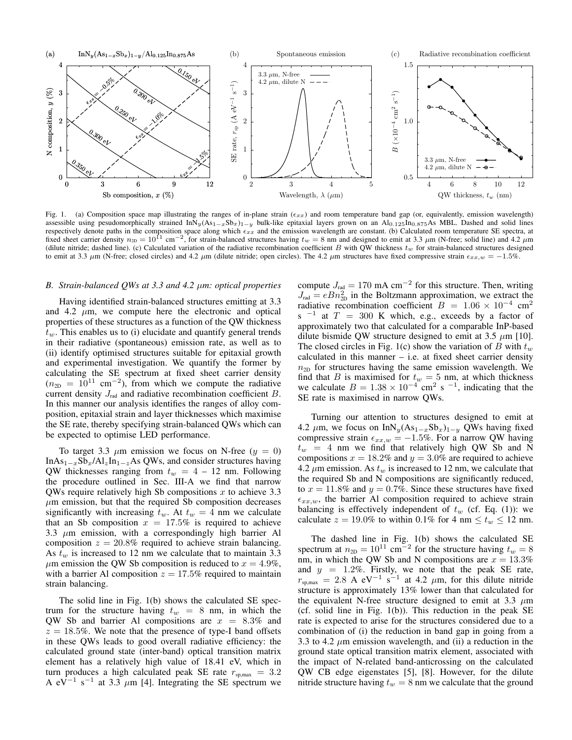Fig. 1. (a) Composition space map illustrating the ranges of in-plane strain ($\epsilon_{xx}$) and room temperature band gap (or, equivalently, emission wavelength) assessible using pesudomorphically strained $InN_y(As_{1-x}Sb_x)_{1-y}$ bulk-like epitaxial layers grown on an $Al_{0.125}In_{0.875}As$ MBL. Dashed and solid lines respectively denote paths in the composition space along which $\epsilon_{xx}$ and the emission wavelength are constant. (b) Calculated room temperature SE spectra, at fixed sheet carrier density $n_{2D} = 10^{11}$ cm$^{-2}$, for strain-balanced structures having $t_w = 8$ nm and designed to emit at 3.3 $\mu$m (N-free; solid line) and 4.2 $\mu$m (dilute nitride; dashed line). (c) Calculated variation of the radiative recombination coefficient $B$ with QW thickness $t_w$ for strain-balanced structures designed to emit at 3.3 $\mu$m (N-free; closed circles) and 4.2 $\mu$m (dilute nitride; open circles). The 4.2 $\mu$m structures have fixed compressive strain $\epsilon_{xx,w} = -1.5\%$.

### B. Strain-balanced QWs at 3.3 and 4.2 $\mu$m: optical properties

Having identified strain-balanced structures emitting at 3.3 and 4.2 $\mu$m, we compute here the electronic and optical properties of these structures as a function of the QW thickness $t_w$. This enables us to (i) elucidate and quantify general trends in their radiative (spontaneous) emission rate, as well as to (ii) identify optimised structures suitable for epitaxial growth and experimental investigation. We quantify the former by calculating the SE spectrum at fixed sheet carrier density ($n_{2D} = 10^{11}$ cm$^{-2}$), from which we compute the radiative current density $J_{rad}$ and radiative recombination coefficient $B$. In this manner our analysis identifies the ranges of alloy composition, epitaxial strain and layer thicknesses which maximise the SE rate, thereby specifying strain-balanced QWs which can be expected to optimise LED performance.

To target 3.3 $\mu$m emission we focus on N-free ($y = 0$) $InAs_{1-x}Sb_x/Al_zIn_{1-z}As$ QWs, and consider structures having QW thicknesses ranging from $t_w = 4$ – 12 nm. Following the procedure outlined in Sec. III-A we find that narrow QWs require relatively high Sb compositions $x$ to achieve 3.3 $\mu$m emission, but that the required Sb composition decreases significantly with increasing $t_w$. At $t_w = 4$ nm we calculate that an Sb composition $x = 17.5\%$ is required to achieve 3.3 $\mu$m emission, with a correspondingly high barrier Al composition $z = 20.8\%$ required to achieve strain balancing. As $t_w$ is increased to 12 nm we calculate that to maintain 3.3 $\mu$m emission the QW Sb composition is reduced to $x = 4.9\%$, with a barrier Al composition $z = 17.5\%$ required to maintain strain balancing.

The solid line in Fig. 1(b) shows the calculated SE spectrum for the structure having $t_w = 8$ nm, in which the QW Sb and barrier Al compositions are $x = 8.3\%$ and $z = 18.5\%$. We note that the presence of type-I band offsets in these QWs leads to good overall radiative efficiency: the calculated ground state (inter-band) optical transition matrix element has a relatively high value of 18.41 eV, which in turn produces a high calculated peak SE rate $r_{sp,max} = 3.2$ A eV$^{-1}$ s$^{-1}$ at 3.3 $\mu$m [4]. Integrating the SE spectrum we compute $J_{rad} = 170$ mA cm$^{-2}$ for this structure. Then, writing $J_{rad} = eBn_{2D}^2$ in the Boltzmann approximation, we extract the radiative recombination coefficient $B = 1.06 \times 10^{-4}$ cm$^2$ s $^{-1}$ at $T = 300$ K which, e.g., exceeds by a factor of approximately two that calculated for a comparable InP-based dilute bismide QW structure designed to emit at 3.5 $\mu$m [10]. The closed circles in Fig. 1(c) show the variation of $B$ with $t_w$ calculated in this manner – i.e. at fixed sheet carrier density $n_{2D}$ for structures having the same emission wavelength. We find that $B$ is maximised for $t_w = 5$ nm, at which thickness we calculate $B = 1.38 \times 10^{-4}$ cm$^2$ s $^{-1}$, indicating that the SE rate is maximised in narrow QWs.

Turning our attention to structures designed to emit at 4.2 $\mu$m, we focus on $InN_y(As_{1-x}Sb_x)_{1-y}$ QWs having fixed compressive strain $\epsilon_{xx,w} = -1.5\%$. For a narrow QW having $t_w = 4$ nm we find that relatively high QW Sb and N compositions $x = 18.2\%$ and $y = 3.0\%$ are required to achieve 4.2 $\mu$m emission. As $t_w$ is increased to 12 nm, we calculate that the required Sb and N compositions are significantly reduced, to $x = 11.8\%$ and $y = 0.7\%$. Since these structures have fixed $\epsilon_{xx,w}$, the barrier Al composition required to achieve strain balancing is effectively independent of $t_w$ (cf. Eq. (1)): we calculate $z = 19.0\%$ to within 0.1% for 4 nm $\leq t_w \leq$ 12 nm.

The dashed line in Fig. 1(b) shows the calculated SE spectrum at $n_{2D} = 10^{11}$ cm$^{-2}$ for the structure having $t_w = 8$ nm, in which the QW Sb and N compositions are $x = 13.3\%$ and $y = 1.2\%$. Firstly, we note that the peak SE rate, $r_{sp,max} = 2.8$ A eV$^{-1}$ s$^{-1}$ at 4.2 $\mu$m, for this dilute nitride structure is approximately 13% lower than that calculated for the equivalent N-free structure designed to emit at 3.3 $\mu$m (cf. solid line in Fig. 1(b)). This reduction in the peak SE rate is expected to arise for the structures considered due to a combination of (i) the reduction in band gap in going from a 3.3 to 4.2 $\mu$m emission wavelength, and (ii) a reduction in the ground state optical transition matrix element, associated with the impact of N-related band-anticrossing on the calculated QW CB edge eigenstates [5], [8]. However, for the dilute nitride structure having $t_w = 8$ nm we calculate that the ground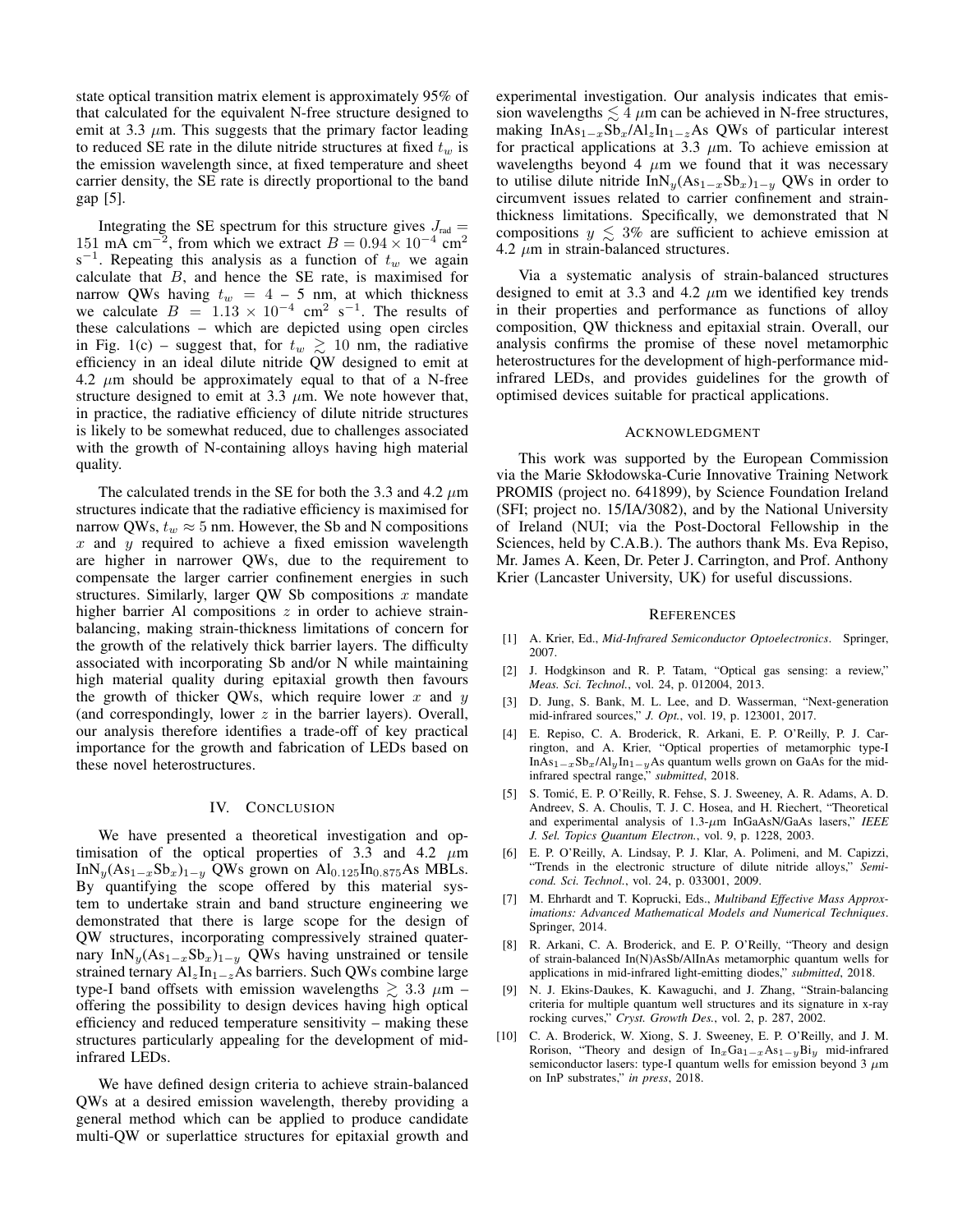state optical transition matrix element is approximately 95% of that calculated for the equivalent N-free structure designed to emit at 3.3 $\mu$m. This suggests that the primary factor leading to reduced SE rate in the dilute nitride structures at fixed $t_w$ is the emission wavelength since, at fixed temperature and sheet carrier density, the SE rate is directly proportional to the band gap [5].

Integrating the SE spectrum for this structure gives $J_{\text{rad}} = 151$ mA cm$^{-2}$, from which we extract $B = 0.94 \times 10^{-4}$ cm$^2$ s$^{-1}$. Repeating this analysis as a function of $t_w$ we again calculate that $B$, and hence the SE rate, is maximised for narrow QWs having $t_w = 4$ – 5 nm, at which thickness we calculate $B = 1.13 \times 10^{-4}$ cm$^2$ s$^{-1}$. The results of these calculations – which are depicted using open circles in Fig. 1(c) – suggest that, for $t_w \gtrsim 10$ nm, the radiative efficiency in an ideal dilute nitride QW designed to emit at 4.2 $\mu$m should be approximately equal to that of a N-free structure designed to emit at 3.3 $\mu$m. We note however that, in practice, the radiative efficiency of dilute nitride structures is likely to be somewhat reduced, due to challenges associated with the growth of N-containing alloys having high material quality.

The calculated trends in the SE for both the 3.3 and 4.2 $\mu$m structures indicate that the radiative efficiency is maximised for narrow QWs, $t_w \approx 5$ nm. However, the Sb and N compositions $x$ and $y$ required to achieve a fixed emission wavelength are higher in narrower QWs, due to the requirement to compensate the larger carrier confinement energies in such structures. Similarly, larger QW Sb compositions $x$ mandate higher barrier Al compositions $z$ in order to achieve strain-balancing, making strain-thickness limitations of concern for the growth of the relatively thick barrier layers. The difficulty associated with incorporating Sb and/or N while maintaining high material quality during epitaxial growth then favours the growth of thicker QWs, which require lower $x$ and $y$ (and correspondingly, lower $z$ in the barrier layers). Overall, our analysis therefore identifies a trade-off of key practical importance for the growth and fabrication of LEDs based on these novel heterostructures.

## IV. Conclusion

We have presented a theoretical investigation and optimisation of the optical properties of 3.3 and 4.2 $\mu$m $InN_y(As_{1-x}Sb_x)_{1-y}$ QWs grown on $Al_{0.125}In_{0.875}As$ MBLs. By quantifying the scope offered by this material system to undertake strain and band structure engineering we demonstrated that there is large scope for the design of QW structures, incorporating compressively strained quaternary $InN_y(As_{1-x}Sb_x)_{1-y}$ QWs having unstrained or tensile strained ternary $Al_zIn_{1-z}As$ barriers. Such QWs combine large type-I band offsets with emission wavelengths $\gtrsim 3.3$ $\mu$m – offering the possibility to design devices having high optical efficiency and reduced temperature sensitivity – making these structures particularly appealing for the development of mid-infrared LEDs.

We have defined design criteria to achieve strain-balanced QWs at a desired emission wavelength, thereby providing a general method which can be applied to produce candidate multi-QW or superlattice structures for epitaxial growth and experimental investigation. Our analysis indicates that emission wavelengths $\lesssim 4$ $\mu$m can be achieved in N-free structures, making $InAs_{1-x}Sb_x/Al_zIn_{1-z}As$ QWs of particular interest for practical applications at 3.3 $\mu$m. To achieve emission at wavelengths beyond 4 $\mu$m we found that it was necessary to utilise dilute nitride $InN_y(As_{1-x}Sb_x)_{1-y}$ QWs in order to circumvent issues related to carrier confinement and strain-thickness limitations. Specifically, we demonstrated that N compositions $y \lesssim 3\%$ are sufficient to achieve emission at 4.2 $\mu$m in strain-balanced structures.

Via a systematic analysis of strain-balanced structures designed to emit at 3.3 and 4.2 $\mu$m we identified key trends in their properties and performance as functions of alloy composition, QW thickness and epitaxial strain. Overall, our analysis confirms the promise of these novel metamorphic heterostructures for the development of high-performance mid-infrared LEDs, and provides guidelines for the growth of optimised devices suitable for practical applications.

## Acknowledgment

This work was supported by the European Commission via the Marie Skłodowska-Curie Innovative Training Network PROMIS (project no. 641899), by Science Foundation Ireland (SFI; project no. 15/IA/3082), and by the National University of Ireland (NUI; via the Post-Doctoral Fellowship in the Sciences, held by C.A.B.). The authors thank Ms. Eva Repiso, Mr. James A. Keen, Dr. Peter J. Carrington, and Prof. Anthony Krier (Lancaster University, UK) for useful discussions.

## References

[1] A. Krier, Ed., *Mid-Infrared Semiconductor Optoelectronics*. Springer, 2007.

[2] J. Hodgkinson and R. P. Tatam, "Optical gas sensing: a review," *Meas. Sci. Technol.*, vol. 24, p. 012004, 2013.

[3] D. Jung, S. Bank, M. L. Lee, and D. Wasserman, "Next-generation mid-infrared sources," *J. Opt.*, vol. 19, p. 123001, 2017.

[4] E. Repiso, C. A. Broderick, R. Arkani, E. P. O'Reilly, P. J. Carrington, and A. Krier, "Optical properties of metamorphic type-I $InAs_{1-x}Sb_x/Al_yIn_{1-y}As$ quantum wells grown on GaAs for the mid-infrared spectral range," *submitted*, 2018.

[5] S. Tomić, E. P. O'Reilly, R. Fehse, S. J. Sweeney, A. R. Adams, A. D. Andreev, S. A. Choulis, T. J. C. Hosea, and H. Riechert, "Theoretical and experimental analysis of 1.3-$\mu$m InGaAsN/GaAs lasers," *IEEE J. Sel. Topics Quantum Electron.*, vol. 9, p. 1228, 2003.

[6] E. P. O'Reilly, A. Lindsay, P. J. Klar, A. Polimeni, and M. Capizzi, "Trends in the electronic structure of dilute nitride alloys," *Semicond. Sci. Technol.*, vol. 24, p. 033001, 2009.

[7] M. Ehrhardt and T. Koprucki, Eds., *Multiband Effective Mass Approximations: Advanced Mathematical Models and Numerical Techniques*. Springer, 2014.

[8] R. Arkani, C. A. Broderick, and E. P. O'Reilly, "Theory and design of strain-balanced In(N)AsSb/AlInAs metamorphic quantum wells for applications in mid-infrared light-emitting diodes," *submitted*, 2018.

[9] N. J. Ekins-Daukes, K. Kawaguchi, and J. Zhang, "Strain-balancing criteria for multiple quantum well structures and its signature in x-ray rocking curves," *Cryst. Growth Des.*, vol. 2, p. 287, 2002.

[10] C. A. Broderick, W. Xiong, S. J. Sweeney, E. P. O'Reilly, and J. M. Rorison, "Theory and design of $In_xGa_{1-x}As_{1-y}Bi_y$ mid-infrared semiconductor lasers: type-I quantum wells for emission beyond 3 $\mu$m on InP substrates," *in press*, 2018.